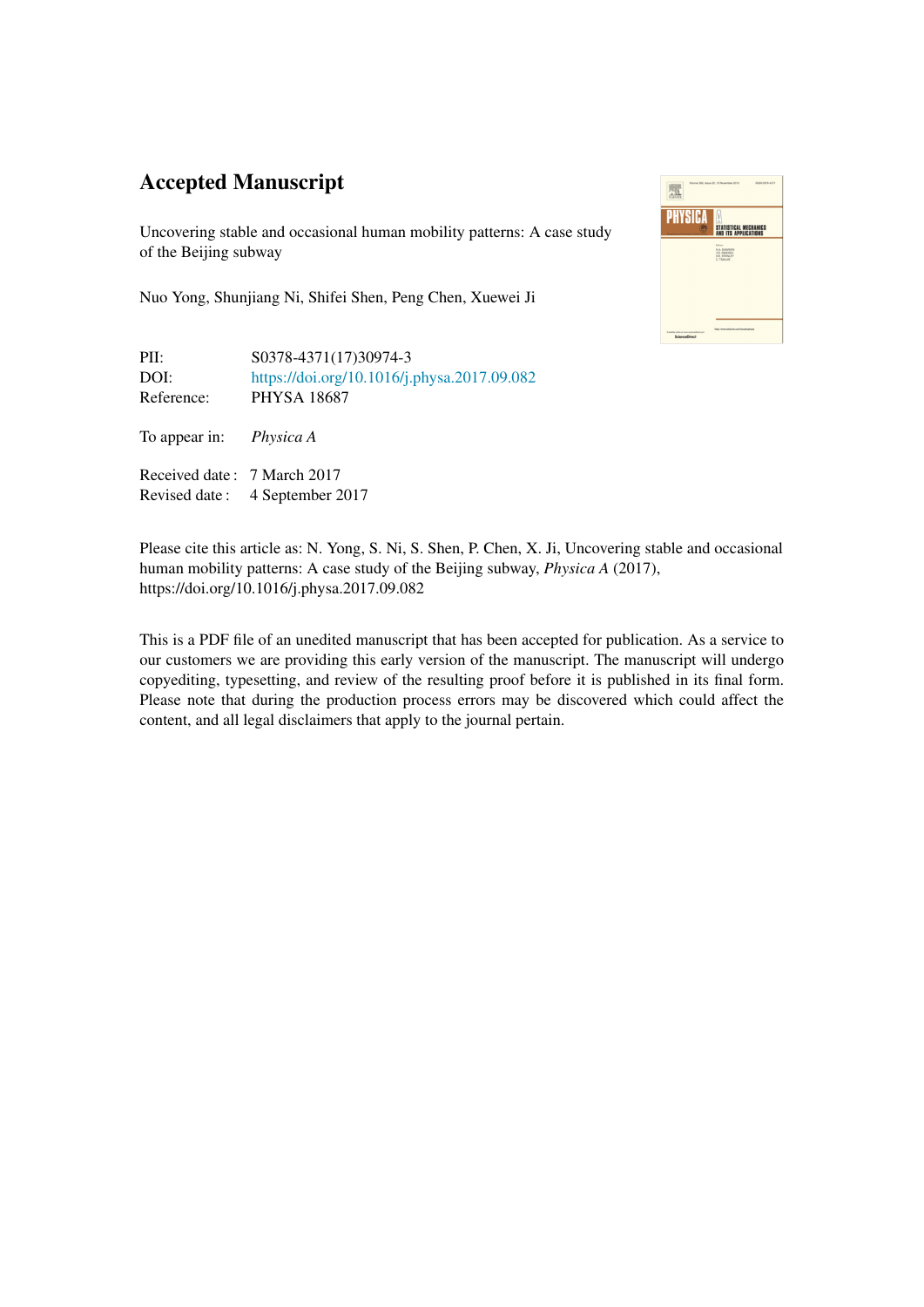# Accepted Manuscript

Uncovering stable and occasional human mobility patterns: A case study of the Beijing subway

Nuo Yong, Shunjiang Ni, Shifei Shen, Peng Chen, Xuewei Ji

| | |
|---|---|
| PII: | S0378-4371(17)30974-3 |
| DOI: | https://doi.org/10.1016/j.physa.2017.09.082 |
| Reference: | PHYSA 18687 |

To appear in: *Physica A*

| | |
|---|---|
| Received date : | 7 March 2017 |
| Revised date : | 4 September 2017 |

Please cite this article as: N. Yong, S. Ni, S. Shen, P. Chen, X. Ji, Uncovering stable and occasional human mobility patterns: A case study of the Beijing subway, *Physica A* (2017), https://doi.org/10.1016/j.physa.2017.09.082

This is a PDF file of an unedited manuscript that has been accepted for publication. As a service to our customers we are providing this early version of the manuscript. The manuscript will undergo copyediting, typesetting, and review of the resulting proof before it is published in its final form. Please note that during the production process errors may be discovered which could affect the content, and all legal disclaimers that apply to the journal pertain.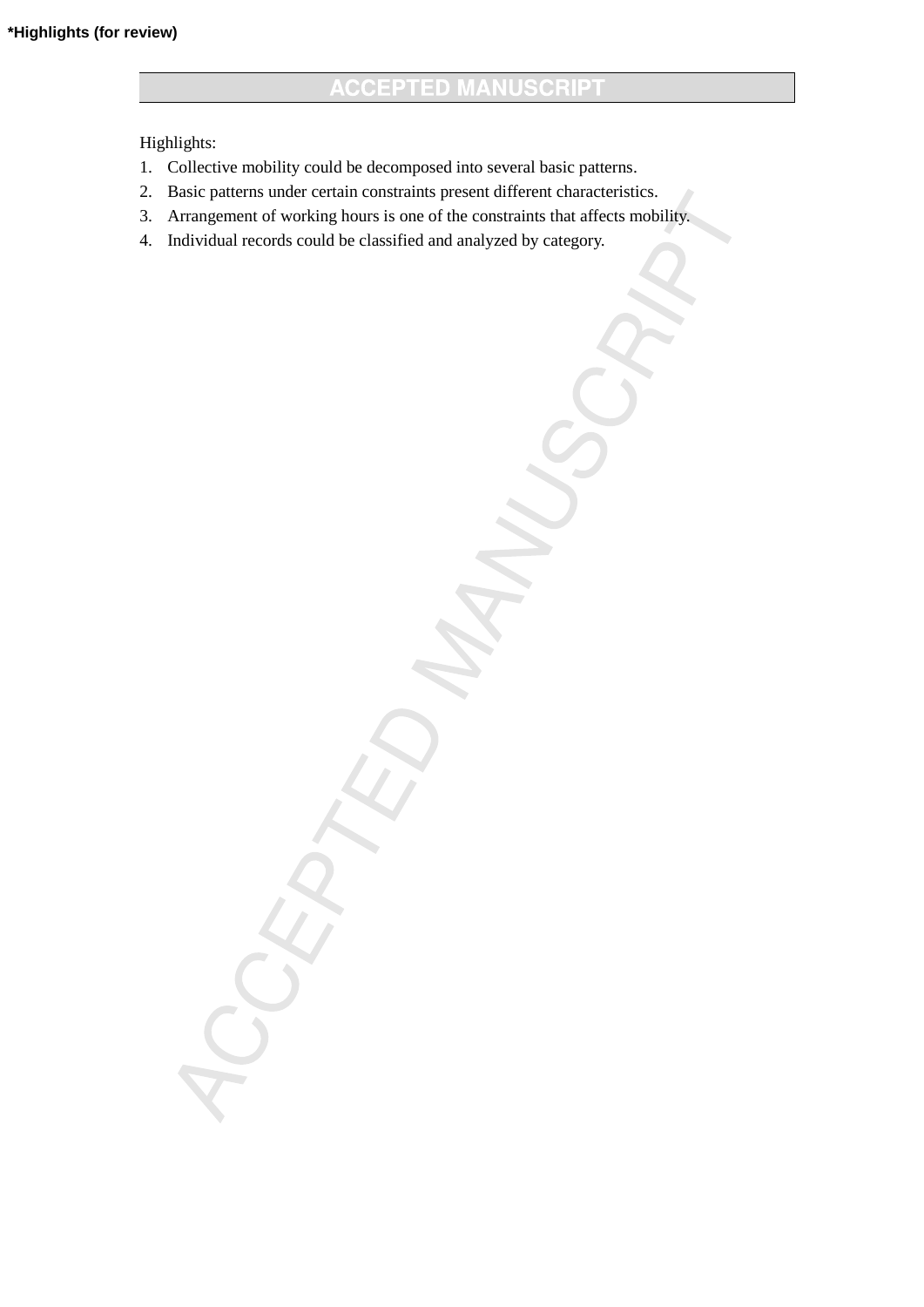*Highlights (for review)

Highlights:

1. Collective mobility could be decomposed into several basic patterns.
2. Basic patterns under certain constraints present different characteristics.
3. Arrangement of working hours is one of the constraints that affects mobility.
4. Individual records could be classified and analyzed by category.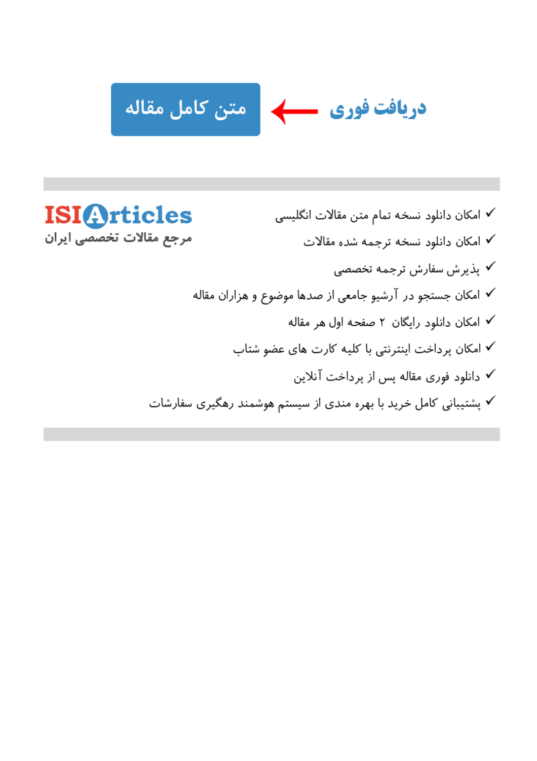دریافت فوری ← متن کامل مقاله

**ISIArticles**

مرجع مقالات تخصصی ایران

- ✓ امکان دانلود نسخه تمام متن مقالات انگلیسی
- ✓ امکان دانلود نسخه ترجمه شده مقالات
- ✓ پذیرش سفارش ترجمه تخصصی
- ✓ امکان جستجو در آرشیو جامعی از صدها موضوع و هزاران مقاله
- ✓ امکان دانلود رایگان ۲ صفحه اول هر مقاله
- ✓ امکان پرداخت اینترنتی با کلیه کارت های عضو شتاب
- ✓ دانلود فوری مقاله پس از پرداخت آنلاین
- ✓ پشتیبانی کامل خرید با بهره مندی از سیستم هوشمند رهگیری سفارشات